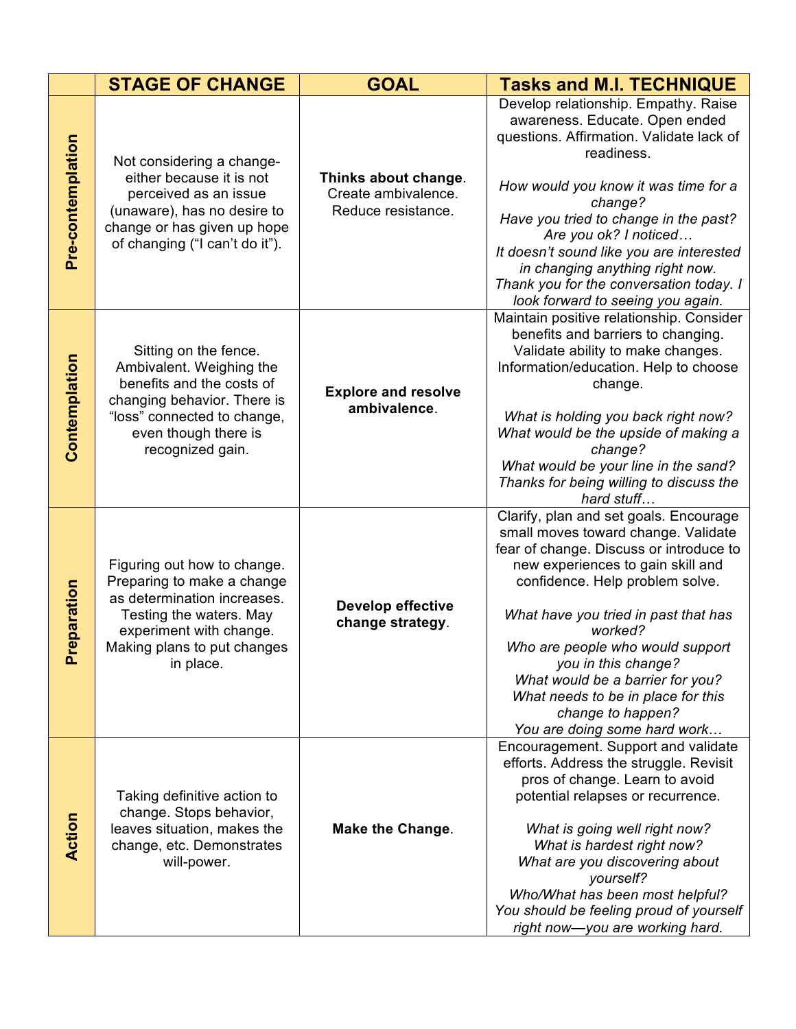| | STAGE OF CHANGE | GOAL | Tasks and M.I. TECHNIQUE |
|---|---|---|---|
| **Pre-contemplation** | Not considering a change- either because it is not perceived as an issue (unaware), has no desire to change or has given up hope of changing ("I can't do it"). | **Thinks about change**. Create ambivalence. Reduce resistance. | Develop relationship. Empathy. Raise awareness. Educate. Open ended questions. Affirmation. Validate lack of readiness.<br><br>*How would you know it was time for a change?*<br>*Have you tried to change in the past?*<br>*Are you ok? I noticed…*<br>*It doesn't sound like you are interested in changing anything right now.*<br>*Thank you for the conversation today. I look forward to seeing you again.* |
| **Contemplation** | Sitting on the fence. Ambivalent. Weighing the benefits and the costs of changing behavior. There is "loss" connected to change, even though there is recognized gain. | **Explore and resolve ambivalence**. | Maintain positive relationship. Consider benefits and barriers to changing. Validate ability to make changes. Information/education. Help to choose change.<br><br>*What is holding you back right now?*<br>*What would be the upside of making a change?*<br>*What would be your line in the sand?*<br>*Thanks for being willing to discuss the hard stuff…* |
| **Preparation** | Figuring out how to change. Preparing to make a change as determination increases. Testing the waters. May experiment with change. Making plans to put changes in place. | **Develop effective change strategy**. | Clarify, plan and set goals. Encourage small moves toward change. Validate fear of change. Discuss or introduce to new experiences to gain skill and confidence. Help problem solve.<br><br>*What have you tried in past that has worked?*<br>*Who are people who would support you in this change?*<br>*What would be a barrier for you?*<br>*What needs to be in place for this change to happen?*<br>*You are doing some hard work…* |
| **Action** | Taking definitive action to change. Stops behavior, leaves situation, makes the change, etc. Demonstrates will-power. | **Make the Change**. | Encouragement. Support and validate efforts. Address the struggle. Revisit pros of change. Learn to avoid potential relapses or recurrence.<br><br>*What is going well right now?*<br>*What is hardest right now?*<br>*What are you discovering about yourself?*<br>*Who/What has been most helpful?*<br>*You should be feeling proud of yourself right now—you are working hard.* |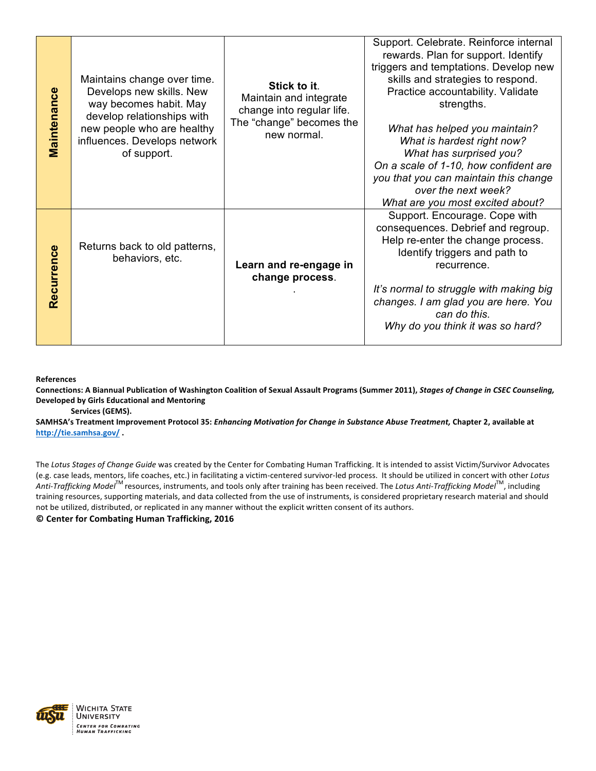| | | | |
|---|---|---|---|
| **Maintenance** | Maintains change over time. Develops new skills. New way becomes habit. May develop relationships with new people who are healthy influences. Develops network of support. | **Stick to it**. Maintain and integrate change into regular life. The "change" becomes the new normal. | Support. Celebrate. Reinforce internal rewards. Plan for support. Identify triggers and temptations. Develop new skills and strategies to respond. Practice accountability. Validate strengths. *What has helped you maintain? What is hardest right now? What has surprised you? On a scale of 1-10, how confident are you that you can maintain this change over the next week? What are you most excited about?* |
| **Recurrence** | Returns back to old patterns, behaviors, etc. | **Learn and re-engage in change process**. . | Support. Encourage. Cope with consequences. Debrief and regroup. Help re-enter the change process. Identify triggers and path to recurrence. *It's normal to struggle with making big changes. I am glad you are here. You can do this. Why do you think it was so hard?* |

**References**

**Connections: A Biannual Publication of Washington Coalition of Sexual Assault Programs (Summer 2011),** ***Stages of Change in CSEC Counseling,*** **Developed by Girls Educational and Mentoring Services (GEMS).**

**SAMHSA's Treatment Improvement Protocol 35:** ***Enhancing Motivation for Change in Substance Abuse Treatment,*** **Chapter 2, available at http://tie.samhsa.gov/ .**

The *Lotus Stages of Change Guide* was created by the Center for Combating Human Trafficking. It is intended to assist Victim/Survivor Advocates (e.g. case leads, mentors, life coaches, etc.) in facilitating a victim-centered survivor-led process. It should be utilized in concert with other *Lotus Anti-Trafficking Model*™ resources, instruments, and tools only after training has been received. The *Lotus Anti-Trafficking Model*™, including training resources, supporting materials, and data collected from the use of instruments, is considered proprietary research material and should not be utilized, distributed, or replicated in any manner without the explicit written consent of its authors.

**© Center for Combating Human Trafficking, 2016**

Wichita State University
Center for Combating Human Trafficking